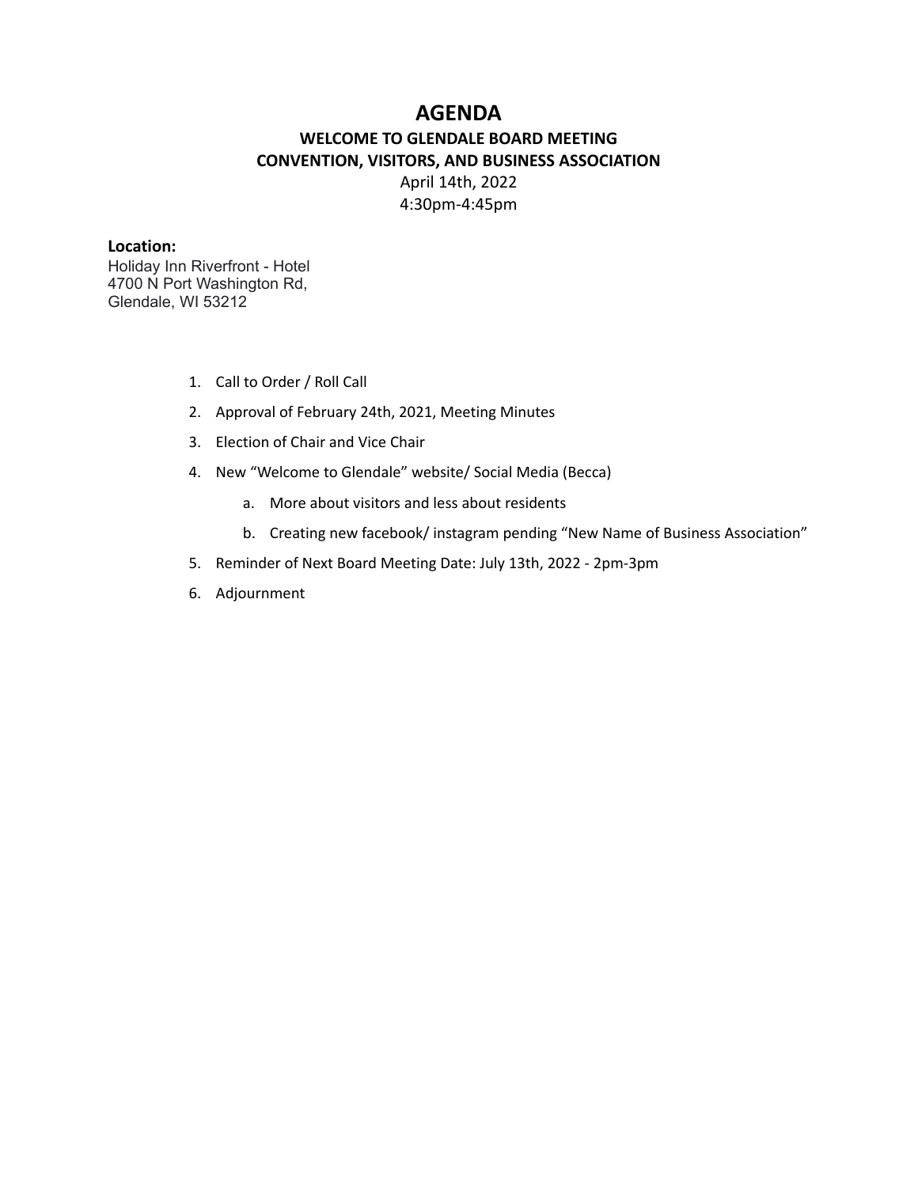# AGENDA

## WELCOME TO GLENDALE BOARD MEETING
## CONVENTION, VISITORS, AND BUSINESS ASSOCIATION

April 14th, 2022
4:30pm-4:45pm

**Location:**
Holiday Inn Riverfront - Hotel
4700 N Port Washington Rd,
Glendale, WI 53212

1. Call to Order / Roll Call
2. Approval of February 24th, 2021, Meeting Minutes
3. Election of Chair and Vice Chair
4. New "Welcome to Glendale" website/ Social Media (Becca)
   a. More about visitors and less about residents
   b. Creating new facebook/ instagram pending "New Name of Business Association"
5. Reminder of Next Board Meeting Date: July 13th, 2022 - 2pm-3pm
6. Adjournment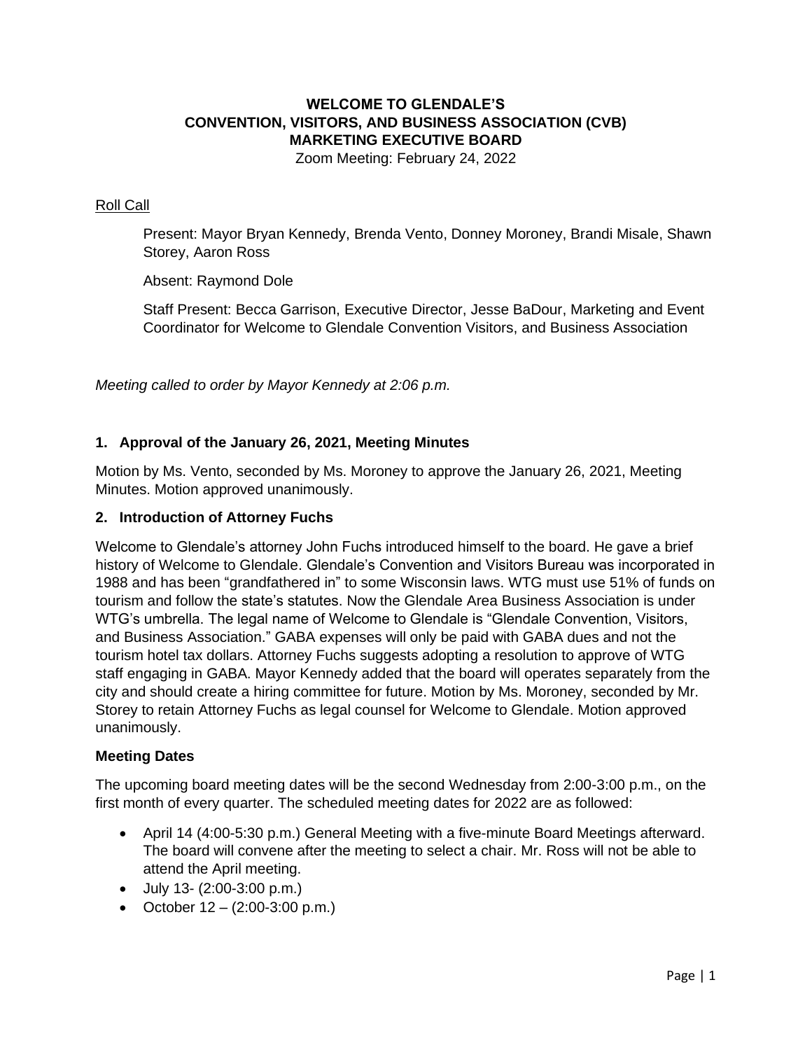# WELCOME TO GLENDALE'S CONVENTION, VISITORS, AND BUSINESS ASSOCIATION (CVB) MARKETING EXECUTIVE BOARD

Zoom Meeting: February 24, 2022

Roll Call

Present: Mayor Bryan Kennedy, Brenda Vento, Donney Moroney, Brandi Misale, Shawn Storey, Aaron Ross

Absent: Raymond Dole

Staff Present: Becca Garrison, Executive Director, Jesse BaDour, Marketing and Event Coordinator for Welcome to Glendale Convention Visitors, and Business Association

*Meeting called to order by Mayor Kennedy at 2:06 p.m.*

### 1. Approval of the January 26, 2021, Meeting Minutes

Motion by Ms. Vento, seconded by Ms. Moroney to approve the January 26, 2021, Meeting Minutes. Motion approved unanimously.

### 2. Introduction of Attorney Fuchs

Welcome to Glendale's attorney John Fuchs introduced himself to the board. He gave a brief history of Welcome to Glendale. Glendale's Convention and Visitors Bureau was incorporated in 1988 and has been "grandfathered in" to some Wisconsin laws. WTG must use 51% of funds on tourism and follow the state's statutes. Now the Glendale Area Business Association is under WTG's umbrella. The legal name of Welcome to Glendale is "Glendale Convention, Visitors, and Business Association." GABA expenses will only be paid with GABA dues and not the tourism hotel tax dollars. Attorney Fuchs suggests adopting a resolution to approve of WTG staff engaging in GABA. Mayor Kennedy added that the board will operates separately from the city and should create a hiring committee for future. Motion by Ms. Moroney, seconded by Mr. Storey to retain Attorney Fuchs as legal counsel for Welcome to Glendale. Motion approved unanimously.

### Meeting Dates

The upcoming board meeting dates will be the second Wednesday from 2:00-3:00 p.m., on the first month of every quarter. The scheduled meeting dates for 2022 are as followed:

- April 14 (4:00-5:30 p.m.) General Meeting with a five-minute Board Meetings afterward. The board will convene after the meeting to select a chair. Mr. Ross will not be able to attend the April meeting.
- July 13- (2:00-3:00 p.m.)
- October 12 – (2:00-3:00 p.m.)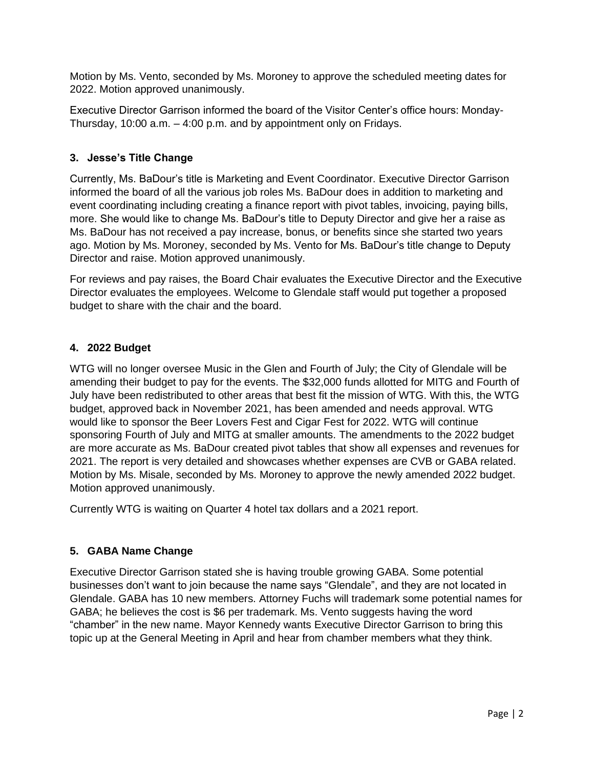Motion by Ms. Vento, seconded by Ms. Moroney to approve the scheduled meeting dates for 2022. Motion approved unanimously.

Executive Director Garrison informed the board of the Visitor Center's office hours: Monday-Thursday, 10:00 a.m. – 4:00 p.m. and by appointment only on Fridays.

### 3. Jesse's Title Change

Currently, Ms. BaDour's title is Marketing and Event Coordinator. Executive Director Garrison informed the board of all the various job roles Ms. BaDour does in addition to marketing and event coordinating including creating a finance report with pivot tables, invoicing, paying bills, more. She would like to change Ms. BaDour's title to Deputy Director and give her a raise as Ms. BaDour has not received a pay increase, bonus, or benefits since she started two years ago. Motion by Ms. Moroney, seconded by Ms. Vento for Ms. BaDour's title change to Deputy Director and raise. Motion approved unanimously.

For reviews and pay raises, the Board Chair evaluates the Executive Director and the Executive Director evaluates the employees. Welcome to Glendale staff would put together a proposed budget to share with the chair and the board.

### 4. 2022 Budget

WTG will no longer oversee Music in the Glen and Fourth of July; the City of Glendale will be amending their budget to pay for the events. The $32,000 funds allotted for MITG and Fourth of July have been redistributed to other areas that best fit the mission of WTG. With this, the WTG budget, approved back in November 2021, has been amended and needs approval. WTG would like to sponsor the Beer Lovers Fest and Cigar Fest for 2022. WTG will continue sponsoring Fourth of July and MITG at smaller amounts. The amendments to the 2022 budget are more accurate as Ms. BaDour created pivot tables that show all expenses and revenues for 2021. The report is very detailed and showcases whether expenses are CVB or GABA related. Motion by Ms. Misale, seconded by Ms. Moroney to approve the newly amended 2022 budget. Motion approved unanimously.

Currently WTG is waiting on Quarter 4 hotel tax dollars and a 2021 report.

### 5. GABA Name Change

Executive Director Garrison stated she is having trouble growing GABA. Some potential businesses don't want to join because the name says "Glendale", and they are not located in Glendale. GABA has 10 new members. Attorney Fuchs will trademark some potential names for GABA; he believes the cost is $6 per trademark. Ms. Vento suggests having the word "chamber" in the new name. Mayor Kennedy wants Executive Director Garrison to bring this topic up at the General Meeting in April and hear from chamber members what they think.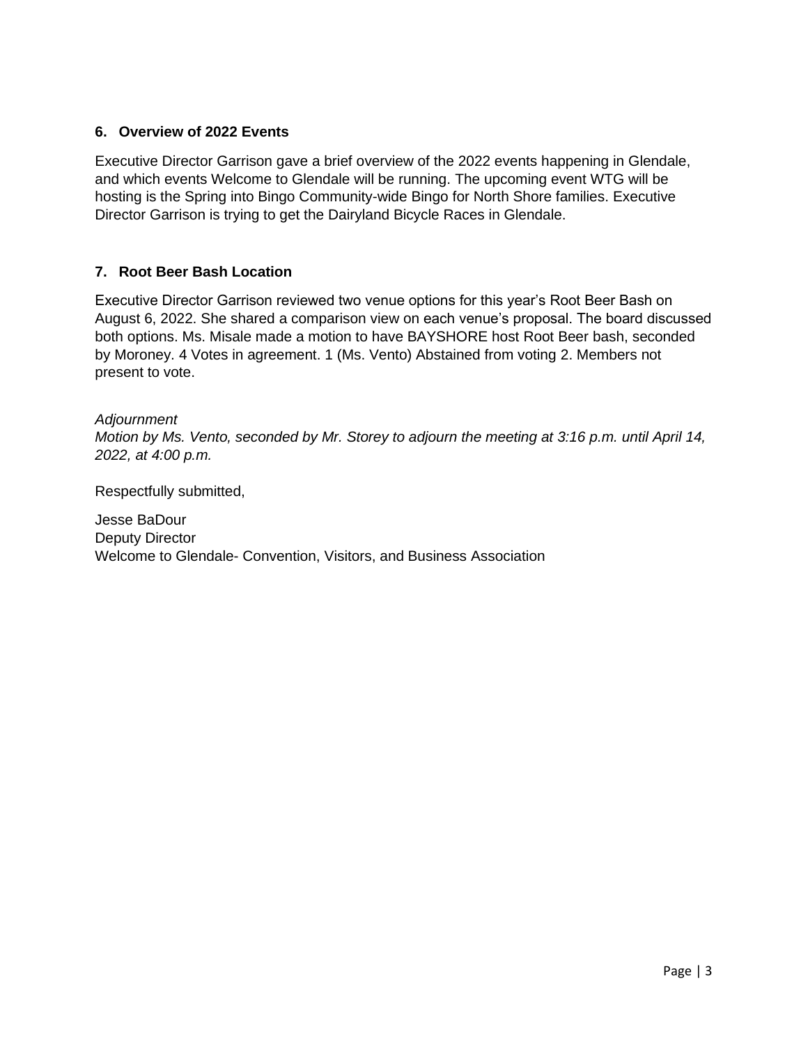### 6. Overview of 2022 Events

Executive Director Garrison gave a brief overview of the 2022 events happening in Glendale, and which events Welcome to Glendale will be running. The upcoming event WTG will be hosting is the Spring into Bingo Community-wide Bingo for North Shore families. Executive Director Garrison is trying to get the Dairyland Bicycle Races in Glendale.

### 7. Root Beer Bash Location

Executive Director Garrison reviewed two venue options for this year's Root Beer Bash on August 6, 2022. She shared a comparison view on each venue's proposal. The board discussed both options. Ms. Misale made a motion to have BAYSHORE host Root Beer bash, seconded by Moroney. 4 Votes in agreement. 1 (Ms. Vento) Abstained from voting 2. Members not present to vote.

*Adjournment*
*Motion by Ms. Vento, seconded by Mr. Storey to adjourn the meeting at 3:16 p.m. until April 14, 2022, at 4:00 p.m.*

Respectfully submitted,

Jesse BaDour
Deputy Director
Welcome to Glendale- Convention, Visitors, and Business Association